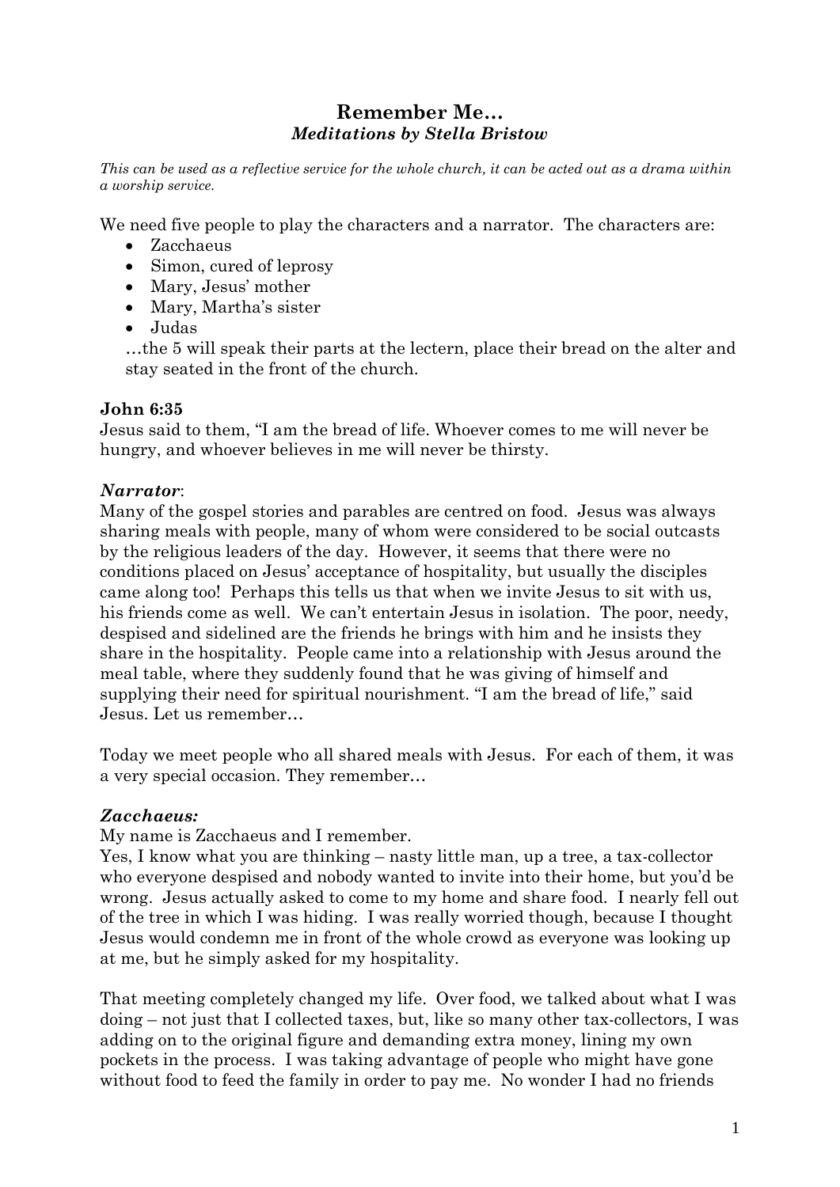# Remember Me…
### *Meditations by Stella Bristow*

*This can be used as a reflective service for the whole church, it can be acted out as a drama within a worship service.*

We need five people to play the characters and a narrator. The characters are:

- Zacchaeus
- Simon, cured of leprosy
- Mary, Jesus' mother
- Mary, Martha's sister
- Judas

…the 5 will speak their parts at the lectern, place their bread on the alter and stay seated in the front of the church.

**John 6:35**
Jesus said to them, "I am the bread of life. Whoever comes to me will never be hungry, and whoever believes in me will never be thirsty.

***Narrator***:
Many of the gospel stories and parables are centred on food. Jesus was always sharing meals with people, many of whom were considered to be social outcasts by the religious leaders of the day. However, it seems that there were no conditions placed on Jesus' acceptance of hospitality, but usually the disciples came along too! Perhaps this tells us that when we invite Jesus to sit with us, his friends come as well. We can't entertain Jesus in isolation. The poor, needy, despised and sidelined are the friends he brings with him and he insists they share in the hospitality. People came into a relationship with Jesus around the meal table, where they suddenly found that he was giving of himself and supplying their need for spiritual nourishment. "I am the bread of life," said Jesus. Let us remember…

Today we meet people who all shared meals with Jesus. For each of them, it was a very special occasion. They remember…

***Zacchaeus:***
My name is Zacchaeus and I remember.
Yes, I know what you are thinking – nasty little man, up a tree, a tax-collector who everyone despised and nobody wanted to invite into their home, but you'd be wrong. Jesus actually asked to come to my home and share food. I nearly fell out of the tree in which I was hiding. I was really worried though, because I thought Jesus would condemn me in front of the whole crowd as everyone was looking up at me, but he simply asked for my hospitality.

That meeting completely changed my life. Over food, we talked about what I was doing – not just that I collected taxes, but, like so many other tax-collectors, I was adding on to the original figure and demanding extra money, lining my own pockets in the process. I was taking advantage of people who might have gone without food to feed the family in order to pay me. No wonder I had no friends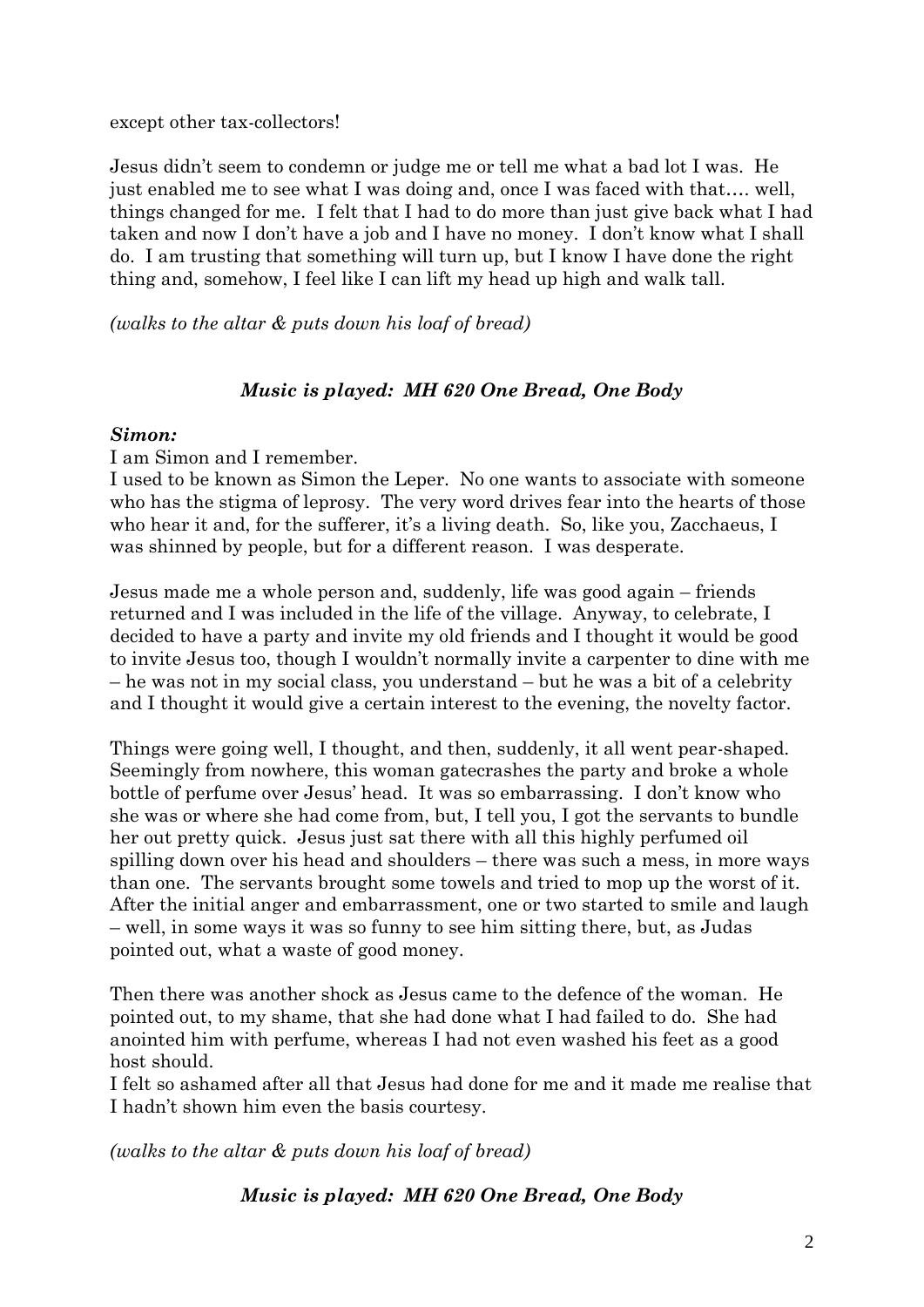except other tax-collectors!

Jesus didn't seem to condemn or judge me or tell me what a bad lot I was. He just enabled me to see what I was doing and, once I was faced with that…. well, things changed for me. I felt that I had to do more than just give back what I had taken and now I don't have a job and I have no money. I don't know what I shall do. I am trusting that something will turn up, but I know I have done the right thing and, somehow, I feel like I can lift my head up high and walk tall.

*(walks to the altar & puts down his loaf of bread)*

***Music is played: MH 620 One Bread, One Body***

***Simon:***

I am Simon and I remember.

I used to be known as Simon the Leper. No one wants to associate with someone who has the stigma of leprosy. The very word drives fear into the hearts of those who hear it and, for the sufferer, it's a living death. So, like you, Zacchaeus, I was shinned by people, but for a different reason. I was desperate.

Jesus made me a whole person and, suddenly, life was good again – friends returned and I was included in the life of the village. Anyway, to celebrate, I decided to have a party and invite my old friends and I thought it would be good to invite Jesus too, though I wouldn't normally invite a carpenter to dine with me – he was not in my social class, you understand – but he was a bit of a celebrity and I thought it would give a certain interest to the evening, the novelty factor.

Things were going well, I thought, and then, suddenly, it all went pear-shaped. Seemingly from nowhere, this woman gatecrashes the party and broke a whole bottle of perfume over Jesus' head. It was so embarrassing. I don't know who she was or where she had come from, but, I tell you, I got the servants to bundle her out pretty quick. Jesus just sat there with all this highly perfumed oil spilling down over his head and shoulders – there was such a mess, in more ways than one. The servants brought some towels and tried to mop up the worst of it. After the initial anger and embarrassment, one or two started to smile and laugh – well, in some ways it was so funny to see him sitting there, but, as Judas pointed out, what a waste of good money.

Then there was another shock as Jesus came to the defence of the woman. He pointed out, to my shame, that she had done what I had failed to do. She had anointed him with perfume, whereas I had not even washed his feet as a good host should.

I felt so ashamed after all that Jesus had done for me and it made me realise that I hadn't shown him even the basis courtesy.

*(walks to the altar & puts down his loaf of bread)*

***Music is played: MH 620 One Bread, One Body***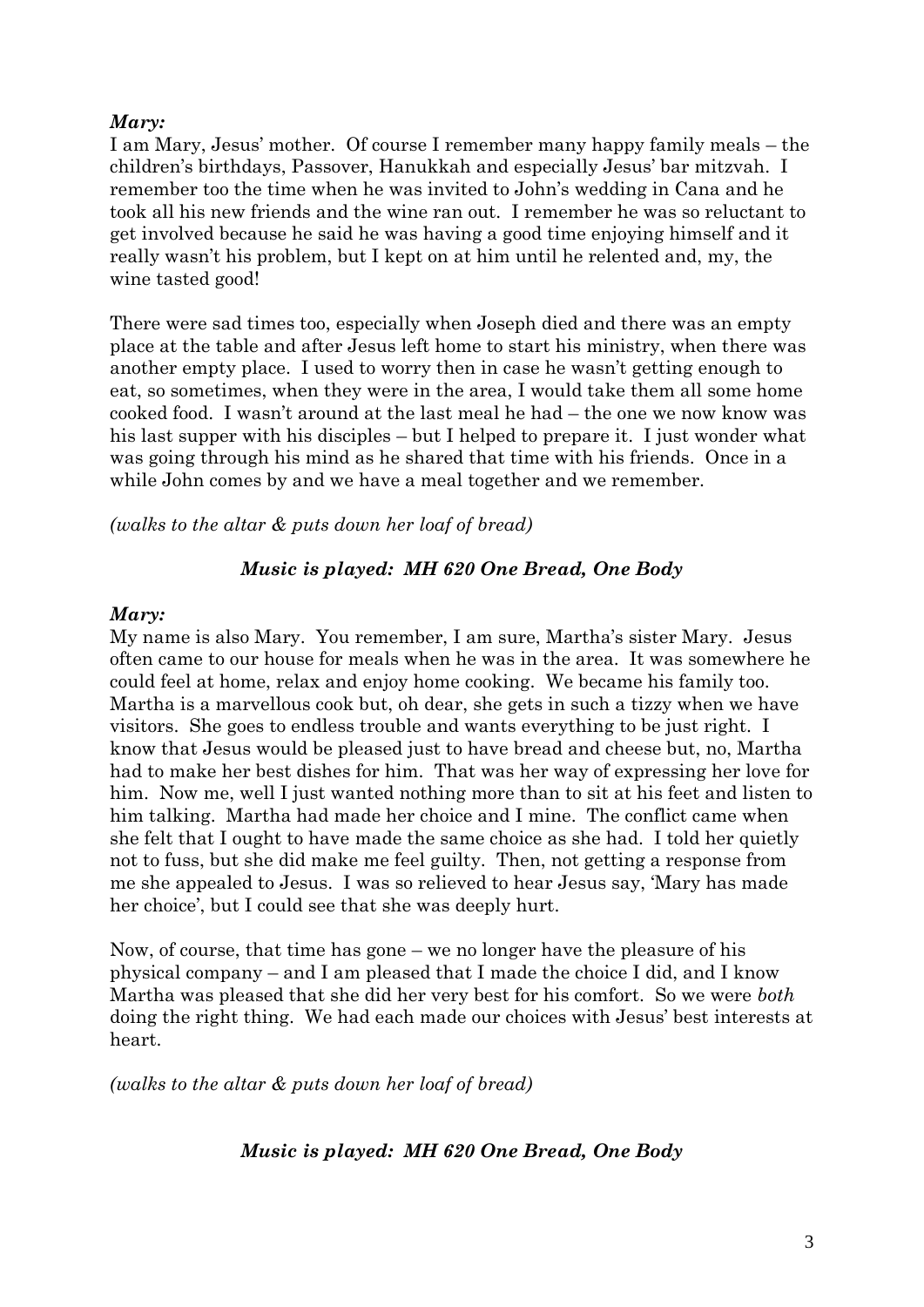***Mary:***

I am Mary, Jesus' mother. Of course I remember many happy family meals – the children's birthdays, Passover, Hanukkah and especially Jesus' bar mitzvah. I remember too the time when he was invited to John's wedding in Cana and he took all his new friends and the wine ran out. I remember he was so reluctant to get involved because he said he was having a good time enjoying himself and it really wasn't his problem, but I kept on at him until he relented and, my, the wine tasted good!

There were sad times too, especially when Joseph died and there was an empty place at the table and after Jesus left home to start his ministry, when there was another empty place. I used to worry then in case he wasn't getting enough to eat, so sometimes, when they were in the area, I would take them all some home cooked food. I wasn't around at the last meal he had – the one we now know was his last supper with his disciples – but I helped to prepare it. I just wonder what was going through his mind as he shared that time with his friends. Once in a while John comes by and we have a meal together and we remember.

*(walks to the altar & puts down her loaf of bread)*

***Music is played: MH 620 One Bread, One Body***

***Mary:***

My name is also Mary. You remember, I am sure, Martha's sister Mary. Jesus often came to our house for meals when he was in the area. It was somewhere he could feel at home, relax and enjoy home cooking. We became his family too. Martha is a marvellous cook but, oh dear, she gets in such a tizzy when we have visitors. She goes to endless trouble and wants everything to be just right. I know that Jesus would be pleased just to have bread and cheese but, no, Martha had to make her best dishes for him. That was her way of expressing her love for him. Now me, well I just wanted nothing more than to sit at his feet and listen to him talking. Martha had made her choice and I mine. The conflict came when she felt that I ought to have made the same choice as she had. I told her quietly not to fuss, but she did make me feel guilty. Then, not getting a response from me she appealed to Jesus. I was so relieved to hear Jesus say, 'Mary has made her choice', but I could see that she was deeply hurt.

Now, of course, that time has gone – we no longer have the pleasure of his physical company – and I am pleased that I made the choice I did, and I know Martha was pleased that she did her very best for his comfort. So we were *both* doing the right thing. We had each made our choices with Jesus' best interests at heart.

*(walks to the altar & puts down her loaf of bread)*

***Music is played: MH 620 One Bread, One Body***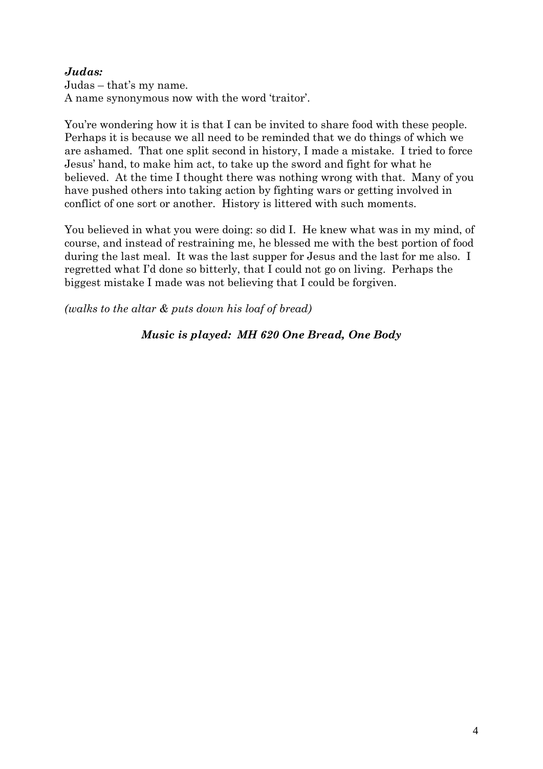***Judas:***
Judas – that's my name.
A name synonymous now with the word 'traitor'.

You're wondering how it is that I can be invited to share food with these people. Perhaps it is because we all need to be reminded that we do things of which we are ashamed. That one split second in history, I made a mistake. I tried to force Jesus' hand, to make him act, to take up the sword and fight for what he believed. At the time I thought there was nothing wrong with that. Many of you have pushed others into taking action by fighting wars or getting involved in conflict of one sort or another. History is littered with such moments.

You believed in what you were doing: so did I. He knew what was in my mind, of course, and instead of restraining me, he blessed me with the best portion of food during the last meal. It was the last supper for Jesus and the last for me also. I regretted what I'd done so bitterly, that I could not go on living. Perhaps the biggest mistake I made was not believing that I could be forgiven.

*(walks to the altar & puts down his loaf of bread)*

***Music is played: MH 620 One Bread, One Body***